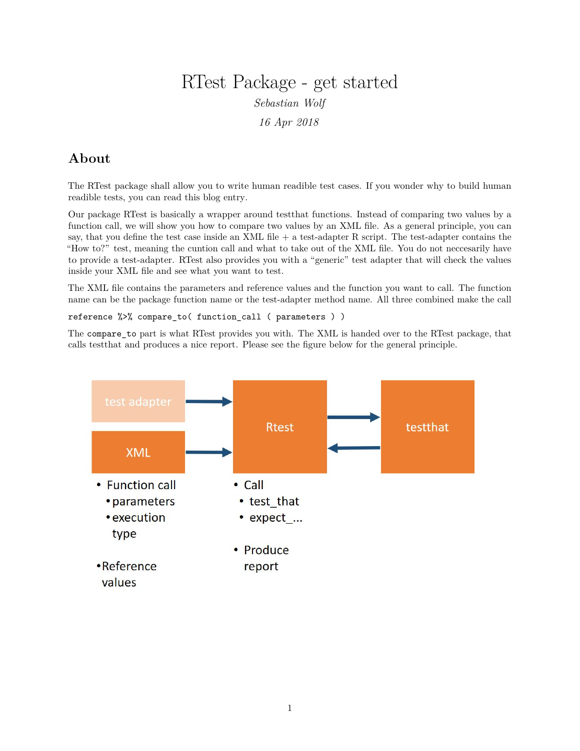# RTest Package - get started

*Sebastian Wolf*

*16 Apr 2018*

## About

The RTest package shall allow you to write human readible test cases. If you wonder why to build human readible tests, you can read this blog entry.

Our package RTest is basically a wrapper around testthat functions. Instead of comparing two values by a function call, we will show you how to compare two values by an XML file. As a general principle, you can say, that you define the test case inside an XML file + a test-adapter R script. The test-adapter contains the "How to?" test, meaning the cuntion call and what to take out of the XML file. You do not neccesarily have to provide a test-adapter. RTest also provides you with a "generic" test adapter that will check the values inside your XML file and see what you want to test.

The XML file contains the parameters and reference values and the function you want to call. The function name can be the package function name or the test-adapter method name. All three combined make the call

```
reference %>% compare_to( function_call ( parameters ) )
```

The `compare_to` part is what RTest provides you with. The XML is handed over to the RTest package, that calls testthat and produces a nice report. Please see the figure below for the general principle.

test adapter → Rtest

XML → Rtest

Rtest ⇄ testthat

XML:

- Function call
  - parameters
  - execution type
- Reference values

Rtest:

- Call
  - test_that
  - expect_...
- Produce report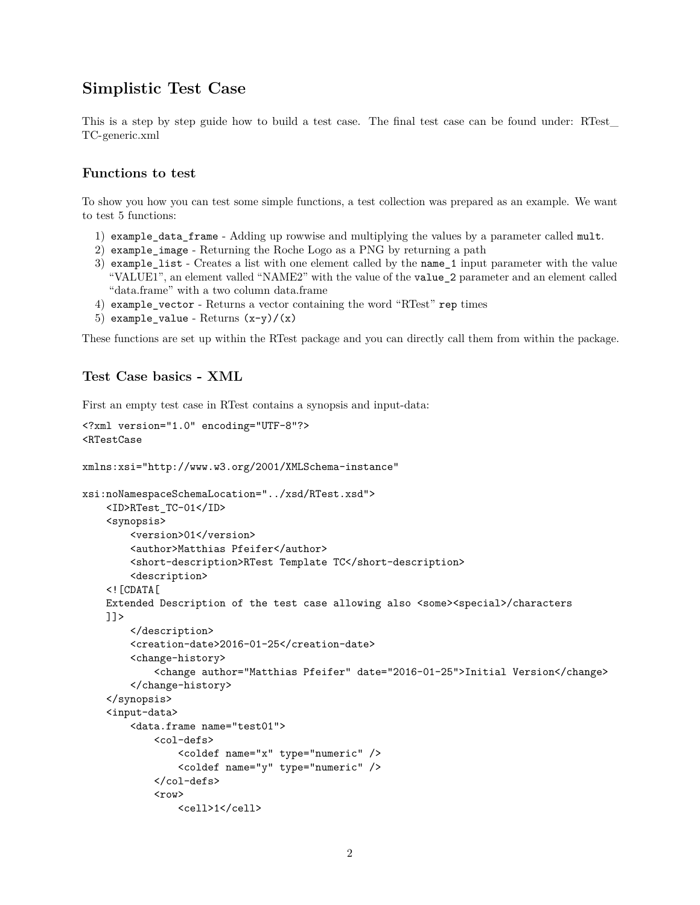## Simplistic Test Case

This is a step by step guide how to build a test case. The final test case can be found under: RTest_TC-generic.xml

### Functions to test

To show you how you can test some simple functions, a test collection was prepared as an example. We want to test 5 functions:

1) `example_data_frame` - Adding up rowwise and multiplying the values by a parameter called `mult`.
2) `example_image` - Returning the Roche Logo as a PNG by returning a path
3) `example_list` - Creates a list with one element called by the `name_1` input parameter with the value "VALUE1", an element valled "NAME2" with the value of the `value_2` parameter and an element called "data.frame" with a two column data.frame
4) `example_vector` - Returns a vector containing the word "RTest" `rep` times
5) `example_value` - Returns `(x-y)/(x)`

These functions are set up within the RTest package and you can directly call them from within the package.

### Test Case basics - XML

First an empty test case in RTest contains a synopsis and input-data:

```
<?xml version="1.0" encoding="UTF-8"?>
<RTestCase

xmlns:xsi="http://www.w3.org/2001/XMLSchema-instance"

xsi:noNamespaceSchemaLocation="../xsd/RTest.xsd">
    <ID>RTest_TC-01</ID>
    <synopsis>
        <version>01</version>
        <author>Matthias Pfeifer</author>
        <short-description>RTest Template TC</short-description>
        <description>
    <![CDATA[
    Extended Description of the test case allowing also <some><special>/characters
    ]]>
        </description>
        <creation-date>2016-01-25</creation-date>
        <change-history>
            <change author="Matthias Pfeifer" date="2016-01-25">Initial Version</change>
        </change-history>
    </synopsis>
    <input-data>
        <data.frame name="test01">
            <col-defs>
                <coldef name="x" type="numeric" />
                <coldef name="y" type="numeric" />
            </col-defs>
            <row>
                <cell>1</cell>
```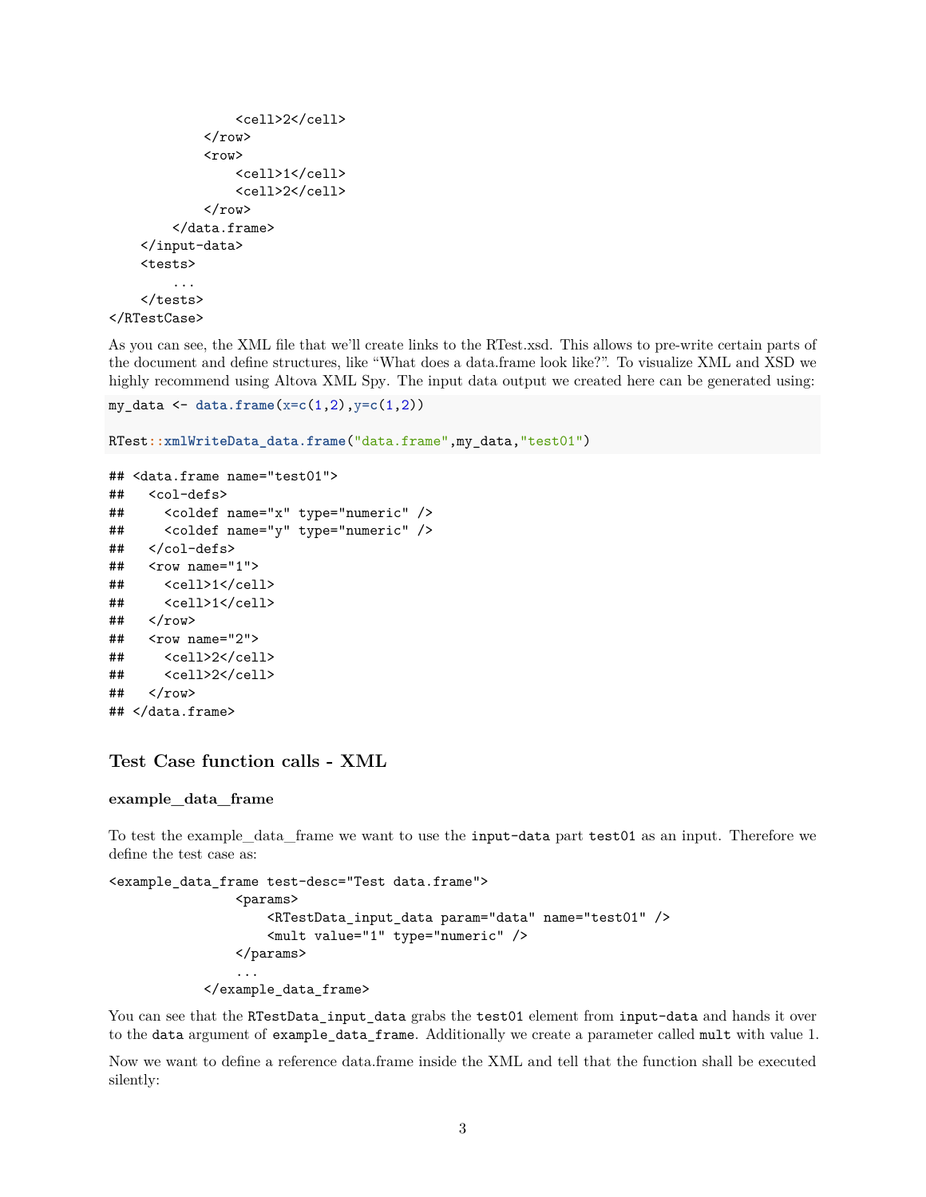```
                <cell>2</cell>
            </row>
            <row>
                <cell>1</cell>
                <cell>2</cell>
            </row>
        </data.frame>
    </input-data>
    <tests>
        ...
    </tests>
</RTestCase>
```

As you can see, the XML file that we'll create links to the RTest.xsd. This allows to pre-write certain parts of the document and define structures, like "What does a data.frame look like?". To visualize XML and XSD we highly recommend using Altova XML Spy. The input data output we created here can be generated using:

```r
my_data <- data.frame(x=c(1,2),y=c(1,2))

RTest::xmlWriteData_data.frame("data.frame",my_data,"test01")
```

```
## <data.frame name="test01">
##   <col-defs>
##     <coldef name="x" type="numeric" />
##     <coldef name="y" type="numeric" />
##   </col-defs>
##   <row name="1">
##     <cell>1</cell>
##     <cell>1</cell>
##   </row>
##   <row name="2">
##     <cell>2</cell>
##     <cell>2</cell>
##   </row>
## </data.frame>
```

## Test Case function calls - XML

### example_data_frame

To test the example_data_frame we want to use the `input-data` part `test01` as an input. Therefore we define the test case as:

```
<example_data_frame test-desc="Test data.frame">
                <params>
                    <RTestData_input_data param="data" name="test01" />
                    <mult value="1" type="numeric" />
                </params>
                ...
            </example_data_frame>
```

You can see that the `RTestData_input_data` grabs the `test01` element from `input-data` and hands it over to the `data` argument of `example_data_frame`. Additionally we create a parameter called `mult` with value 1.

Now we want to define a reference data.frame inside the XML and tell that the function shall be executed silently: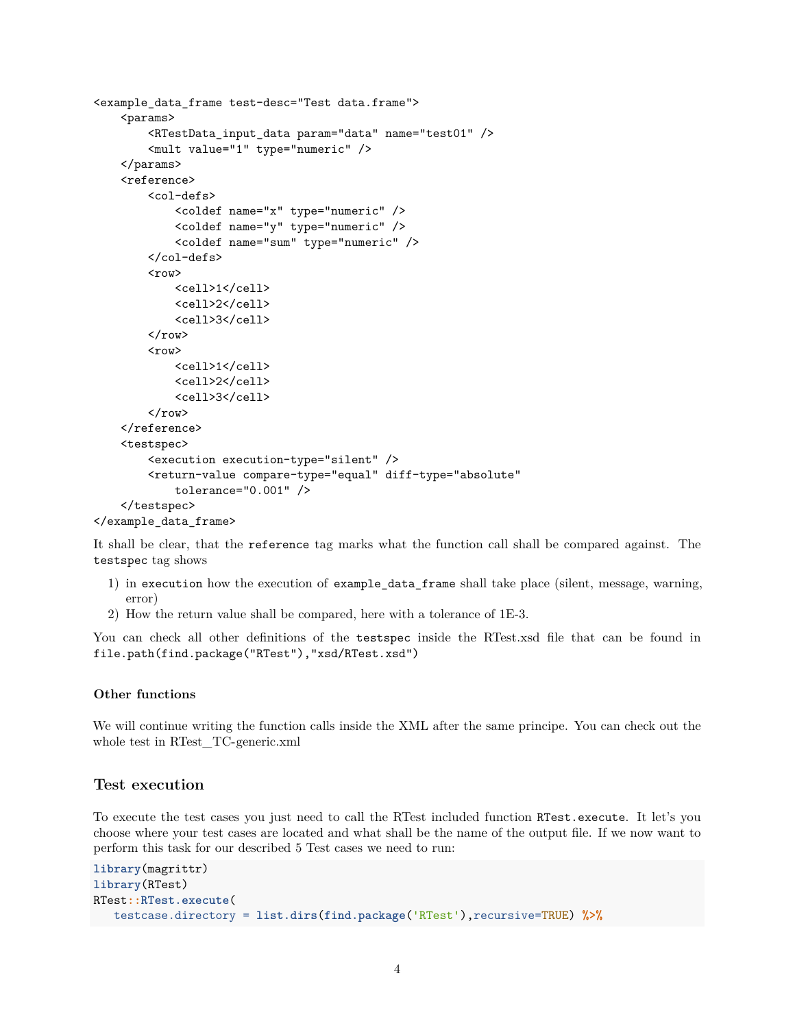```
<example_data_frame test-desc="Test data.frame">
    <params>
        <RTestData_input_data param="data" name="test01" />
        <mult value="1" type="numeric" />
    </params>
    <reference>
        <col-defs>
            <coldef name="x" type="numeric" />
            <coldef name="y" type="numeric" />
            <coldef name="sum" type="numeric" />
        </col-defs>
        <row>
            <cell>1</cell>
            <cell>2</cell>
            <cell>3</cell>
        </row>
        <row>
            <cell>1</cell>
            <cell>2</cell>
            <cell>3</cell>
        </row>
    </reference>
    <testspec>
        <execution execution-type="silent" />
        <return-value compare-type="equal" diff-type="absolute"
            tolerance="0.001" />
    </testspec>
</example_data_frame>
```

It shall be clear, that the `reference` tag marks what the function call shall be compared against. The `testspec` tag shows

1) in `execution` how the execution of `example_data_frame` shall take place (silent, message, warning, error)
2) How the return value shall be compared, here with a tolerance of 1E-3.

You can check all other definitions of the `testspec` inside the RTest.xsd file that can be found in `file.path(find.package("RTest"),"xsd/RTest.xsd")`

#### Other functions

We will continue writing the function calls inside the XML after the same principe. You can check out the whole test in RTest_TC-generic.xml

### Test execution

To execute the test cases you just need to call the RTest included function `RTest.execute`. It let's you choose where your test cases are located and what shall be the name of the output file. If we now want to perform this task for our described 5 Test cases we need to run:

```
library(magrittr)
library(RTest)
RTest::RTest.execute(
   testcase.directory = list.dirs(find.package('RTest'),recursive=TRUE) %>%
```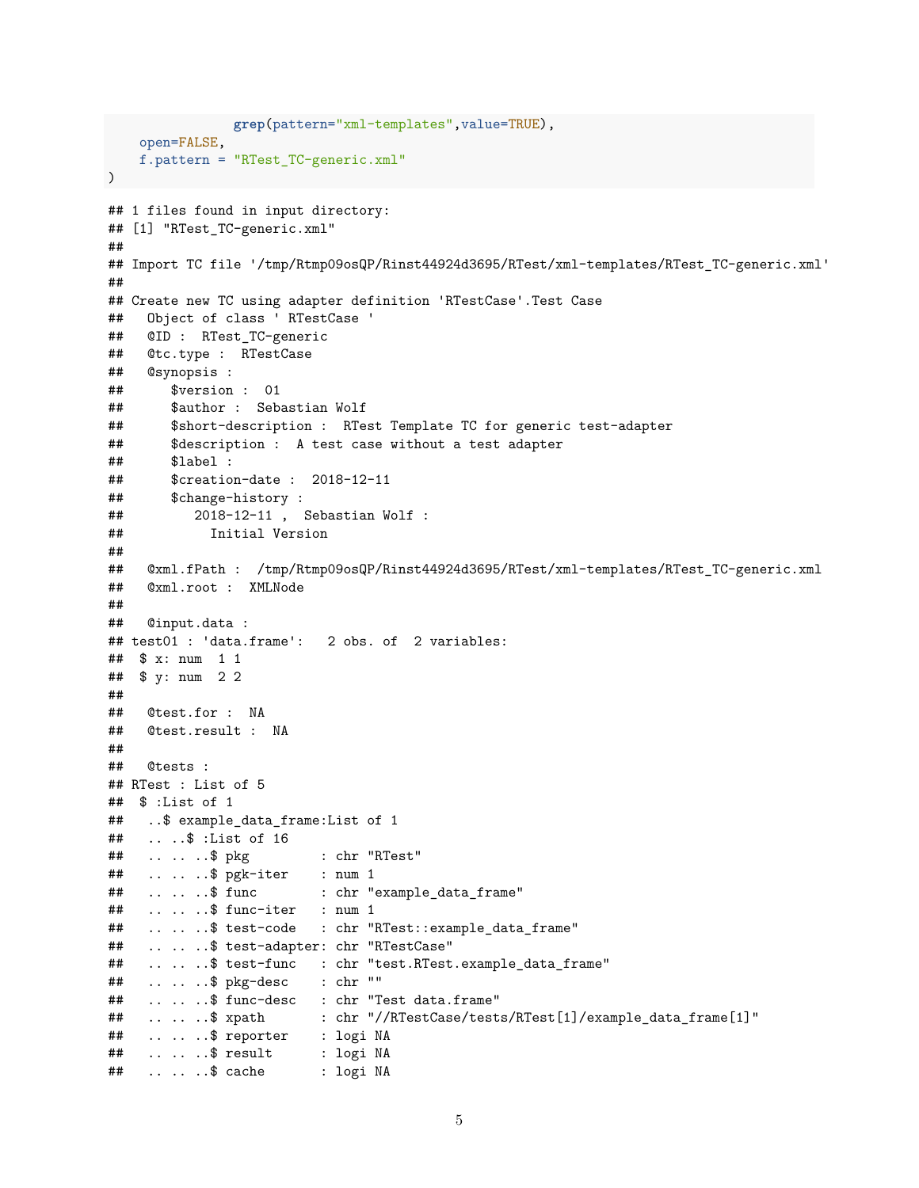```r
                grep(pattern="xml-templates",value=TRUE),
    open=FALSE,
    f.pattern = "RTest_TC-generic.xml"
)
```

```
## 1 files found in input directory:
## [1] "RTest_TC-generic.xml"
##
## Import TC file '/tmp/Rtmp09osQP/Rinst44924d3695/RTest/xml-templates/RTest_TC-generic.xml'
##
## Create new TC using adapter definition 'RTestCase'.Test Case
##   Object of class ' RTestCase '
##   @ID :  RTest_TC-generic
##   @tc.type :  RTestCase
##   @synopsis :
##      $version :  01
##      $author :  Sebastian Wolf
##      $short-description :  RTest Template TC for generic test-adapter
##      $description :  A test case without a test adapter
##      $label :
##      $creation-date :  2018-12-11
##      $change-history :
##         2018-12-11 ,  Sebastian Wolf :
##           Initial Version
##
##   @xml.fPath :  /tmp/Rtmp09osQP/Rinst44924d3695/RTest/xml-templates/RTest_TC-generic.xml
##   @xml.root :  XMLNode
##
##   @input.data :
## test01 : 'data.frame':   2 obs. of  2 variables:
##  $ x: num  1 1
##  $ y: num  2 2
##
##   @test.for :  NA
##   @test.result :  NA
##
##   @tests :
## RTest : List of 5
##  $ :List of 1
##   ..$ example_data_frame:List of 1
##   .. ..$ :List of 16
##   .. .. ..$ pkg         : chr "RTest"
##   .. .. ..$ pgk-iter    : num 1
##   .. .. ..$ func        : chr "example_data_frame"
##   .. .. ..$ func-iter   : num 1
##   .. .. ..$ test-code   : chr "RTest::example_data_frame"
##   .. .. ..$ test-adapter: chr "RTestCase"
##   .. .. ..$ test-func   : chr "test.RTest.example_data_frame"
##   .. .. ..$ pkg-desc    : chr ""
##   .. .. ..$ func-desc   : chr "Test data.frame"
##   .. .. ..$ xpath       : chr "//RTestCase/tests/RTest[1]/example_data_frame[1]"
##   .. .. ..$ reporter    : logi NA
##   .. .. ..$ result      : logi NA
##   .. .. ..$ cache       : logi NA
```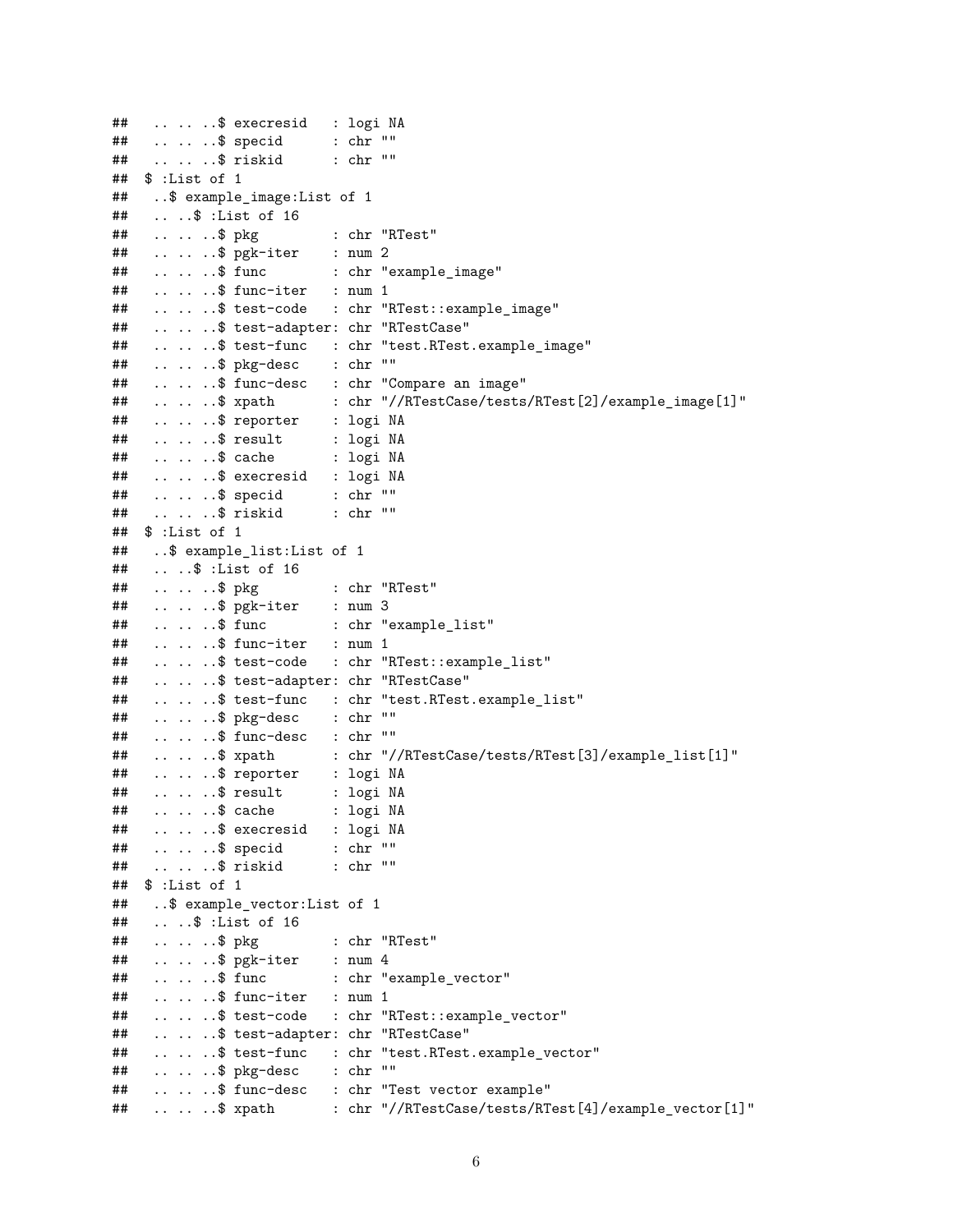```
##   .. .. ..$ execresid   : logi NA
##   .. .. ..$ specid      : chr ""
##   .. .. ..$ riskid      : chr ""
##  $ :List of 1
##   ..$ example_image:List of 1
##   .. ..$ :List of 16
##   .. .. ..$ pkg         : chr "RTest"
##   .. .. ..$ pgk-iter    : num 2
##   .. .. ..$ func        : chr "example_image"
##   .. .. ..$ func-iter   : num 1
##   .. .. ..$ test-code   : chr "RTest::example_image"
##   .. .. ..$ test-adapter: chr "RTestCase"
##   .. .. ..$ test-func   : chr "test.RTest.example_image"
##   .. .. ..$ pkg-desc    : chr ""
##   .. .. ..$ func-desc   : chr "Compare an image"
##   .. .. ..$ xpath       : chr "//RTestCase/tests/RTest[2]/example_image[1]"
##   .. .. ..$ reporter    : logi NA
##   .. .. ..$ result      : logi NA
##   .. .. ..$ cache       : logi NA
##   .. .. ..$ execresid   : logi NA
##   .. .. ..$ specid      : chr ""
##   .. .. ..$ riskid      : chr ""
##  $ :List of 1
##   ..$ example_list:List of 1
##   .. ..$ :List of 16
##   .. .. ..$ pkg         : chr "RTest"
##   .. .. ..$ pgk-iter    : num 3
##   .. .. ..$ func        : chr "example_list"
##   .. .. ..$ func-iter   : num 1
##   .. .. ..$ test-code   : chr "RTest::example_list"
##   .. .. ..$ test-adapter: chr "RTestCase"
##   .. .. ..$ test-func   : chr "test.RTest.example_list"
##   .. .. ..$ pkg-desc    : chr ""
##   .. .. ..$ func-desc   : chr ""
##   .. .. ..$ xpath       : chr "//RTestCase/tests/RTest[3]/example_list[1]"
##   .. .. ..$ reporter    : logi NA
##   .. .. ..$ result      : logi NA
##   .. .. ..$ cache       : logi NA
##   .. .. ..$ execresid   : logi NA
##   .. .. ..$ specid      : chr ""
##   .. .. ..$ riskid      : chr ""
##  $ :List of 1
##   ..$ example_vector:List of 1
##   .. ..$ :List of 16
##   .. .. ..$ pkg         : chr "RTest"
##   .. .. ..$ pgk-iter    : num 4
##   .. .. ..$ func        : chr "example_vector"
##   .. .. ..$ func-iter   : num 1
##   .. .. ..$ test-code   : chr "RTest::example_vector"
##   .. .. ..$ test-adapter: chr "RTestCase"
##   .. .. ..$ test-func   : chr "test.RTest.example_vector"
##   .. .. ..$ pkg-desc    : chr ""
##   .. .. ..$ func-desc   : chr "Test vector example"
##   .. .. ..$ xpath       : chr "//RTestCase/tests/RTest[4]/example_vector[1]"
```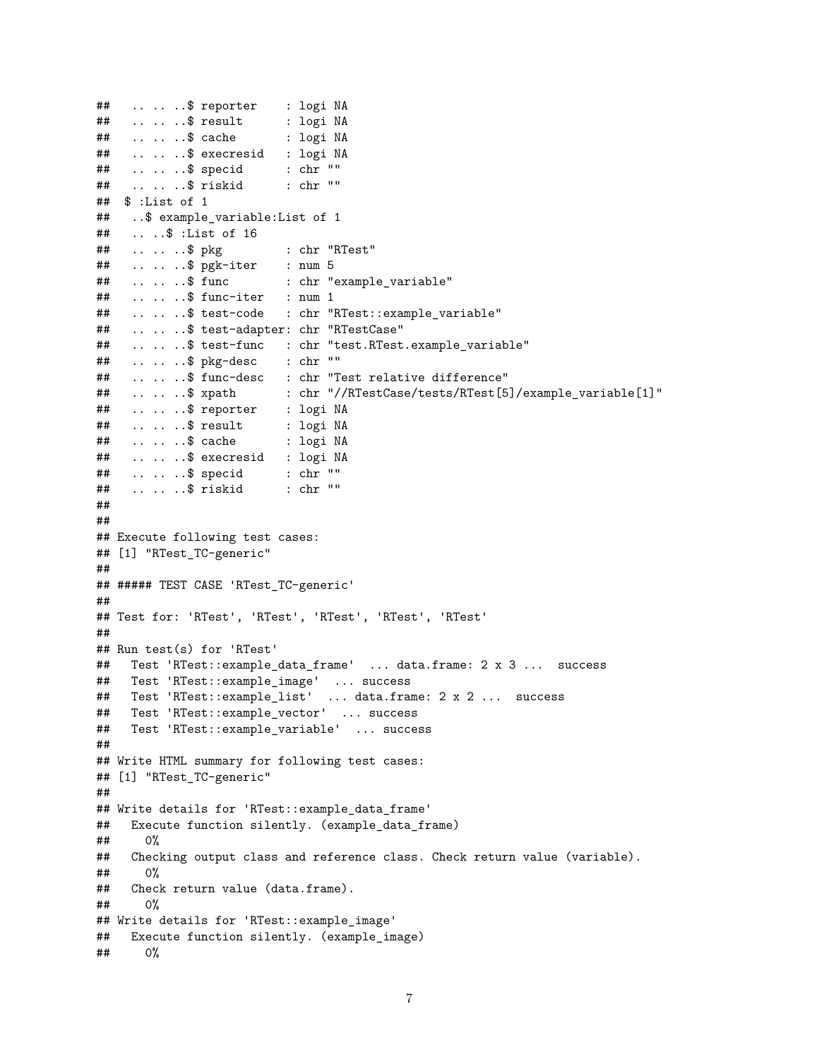```
##   .. .. ..$ reporter    : logi NA
##   .. .. ..$ result      : logi NA
##   .. .. ..$ cache       : logi NA
##   .. .. ..$ execresid   : logi NA
##   .. .. ..$ specid      : chr ""
##   .. .. ..$ riskid      : chr ""
##  $ :List of 1
##   ..$ example_variable:List of 1
##   .. ..$ :List of 16
##   .. .. ..$ pkg         : chr "RTest"
##   .. .. ..$ pgk-iter    : num 5
##   .. .. ..$ func        : chr "example_variable"
##   .. .. ..$ func-iter   : num 1
##   .. .. ..$ test-code   : chr "RTest::example_variable"
##   .. .. ..$ test-adapter: chr "RTestCase"
##   .. .. ..$ test-func   : chr "test.RTest.example_variable"
##   .. .. ..$ pkg-desc    : chr ""
##   .. .. ..$ func-desc   : chr "Test relative difference"
##   .. .. ..$ xpath       : chr "//RTestCase/tests/RTest[5]/example_variable[1]"
##   .. .. ..$ reporter    : logi NA
##   .. .. ..$ result      : logi NA
##   .. .. ..$ cache       : logi NA
##   .. .. ..$ execresid   : logi NA
##   .. .. ..$ specid      : chr ""
##   .. .. ..$ riskid      : chr ""
##
##
## Execute following test cases:
## [1] "RTest_TC-generic"
##
## ##### TEST CASE 'RTest_TC-generic'
##
## Test for: 'RTest', 'RTest', 'RTest', 'RTest', 'RTest'
##
## Run test(s) for 'RTest'
##   Test 'RTest::example_data_frame'  ... data.frame: 2 x 3 ...  success
##   Test 'RTest::example_image'  ... success
##   Test 'RTest::example_list'  ... data.frame: 2 x 2 ...  success
##   Test 'RTest::example_vector'  ... success
##   Test 'RTest::example_variable'  ... success
##
## Write HTML summary for following test cases:
## [1] "RTest_TC-generic"
##
## Write details for 'RTest::example_data_frame'
##   Execute function silently. (example_data_frame)
##     0%
##   Checking output class and reference class. Check return value (variable).
##     0%
##   Check return value (data.frame).
##     0%
## Write details for 'RTest::example_image'
##   Execute function silently. (example_image)
##     0%
```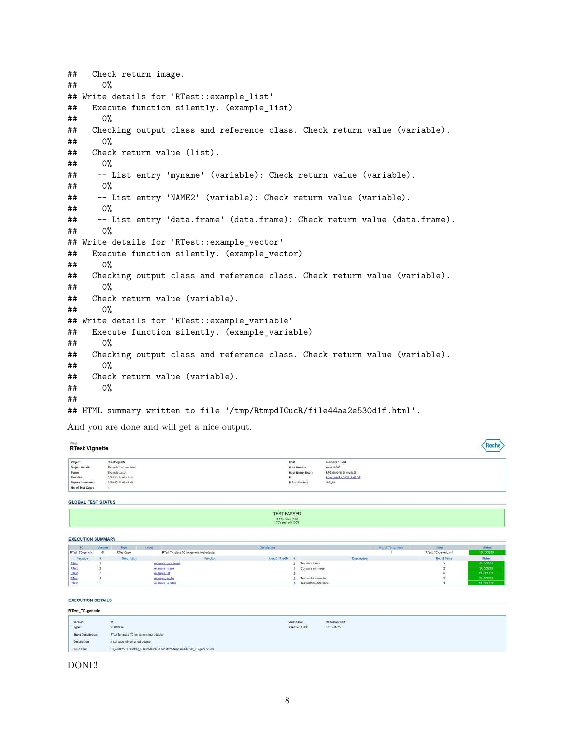```
##   Check return image.
##     0%
## Write details for 'RTest::example_list'
##   Execute function silently. (example_list)
##     0%
##   Checking output class and reference class. Check return value (variable).
##     0%
##   Check return value (list).
##     0%
##    -- List entry 'myname' (variable): Check return value (variable).
##     0%
##    -- List entry 'NAME2' (variable): Check return value (variable).
##     0%
##    -- List entry 'data.frame' (data.frame): Check return value (data.frame).
##     0%
## Write details for 'RTest::example_vector'
##   Execute function silently. (example_vector)
##     0%
##   Checking output class and reference class. Check return value (variable).
##     0%
##   Check return value (variable).
##     0%
## Write details for 'RTest::example_variable'
##   Execute function silently. (example_variable)
##     0%
##   Checking output class and reference class. Check return value (variable).
##     0%
##   Check return value (variable).
##     0%
##
## HTML summary written to file '/tmp/RtmpdIGucR/file44aa2e530d1f.html'.
```

And you are done and will get a nice output.

DONE!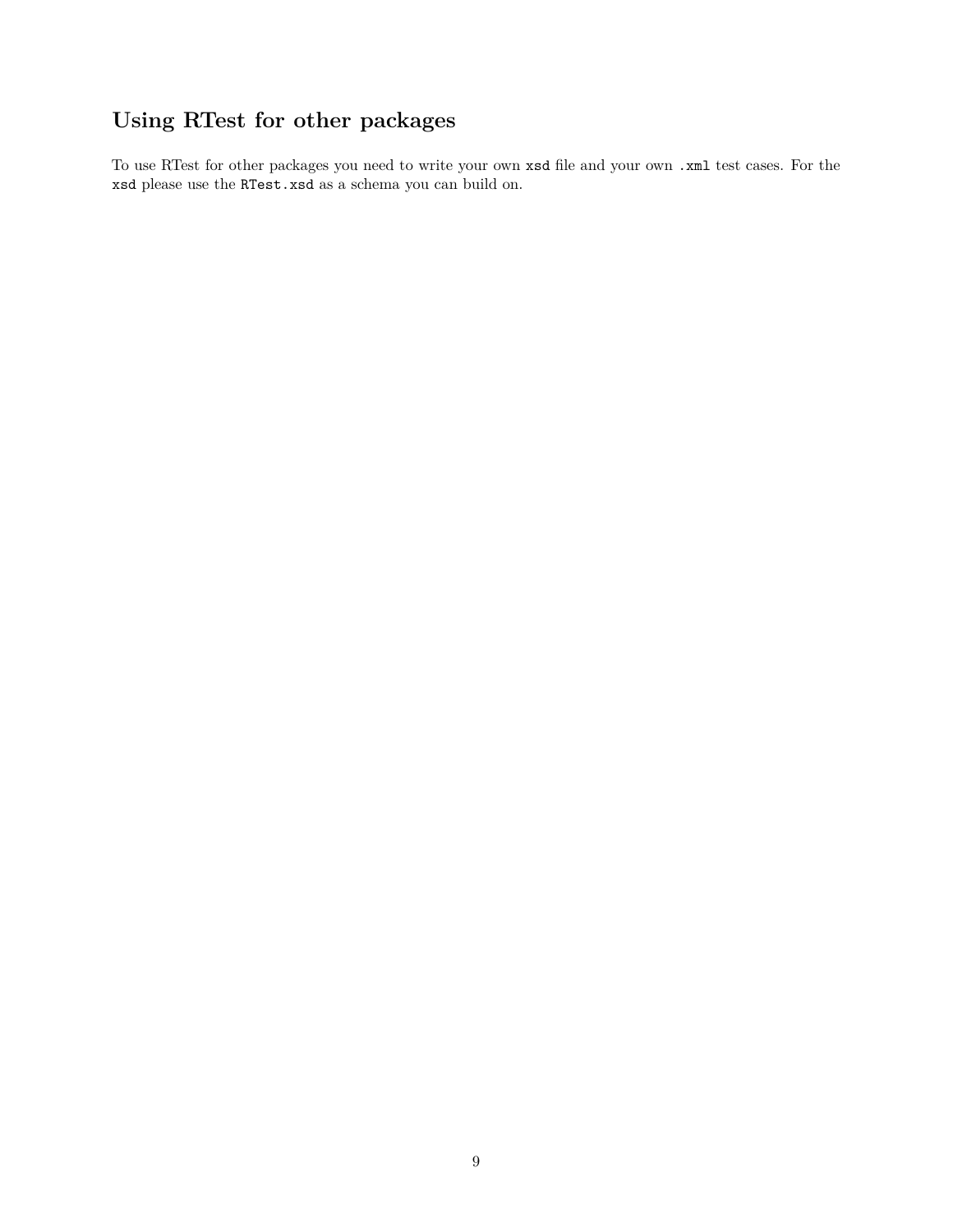## Using RTest for other packages

To use RTest for other packages you need to write your own `xsd` file and your own `.xml` test cases. For the `xsd` please use the `RTest.xsd` as a schema you can build on.